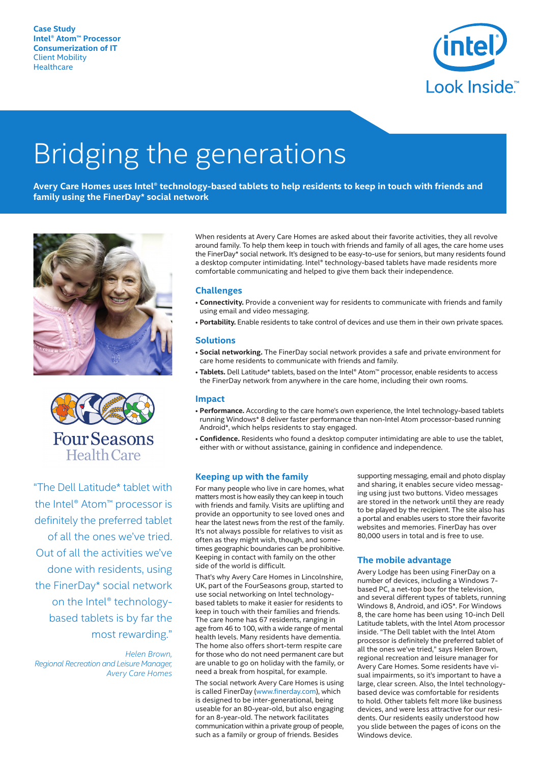**Case Study**
**Intel® Atom™ Processor**
**Consumerization of IT**
Client Mobility
Healthcare

# Bridging the generations

**Avery Care Homes uses Intel® technology-based tablets to help residents to keep in touch with friends and family using the FinerDay* social network**

When residents at Avery Care Homes are asked about their favorite activities, they all revolve around family. To help them keep in touch with friends and family of all ages, the care home uses the FinerDay* social network. It's designed to be easy-to-use for seniors, but many residents found a desktop computer intimidating. Intel® technology-based tablets have made residents more comfortable communicating and helped to give them back their independence.

## Challenges

- **Connectivity.** Provide a convenient way for residents to communicate with friends and family using email and video messaging.
- **Portability.** Enable residents to take control of devices and use them in their own private spaces.

## Solutions

- **Social networking.** The FinerDay social network provides a safe and private environment for care home residents to communicate with friends and family.
- **Tablets.** Dell Latitude* tablets, based on the Intel® Atom™ processor, enable residents to access the FinerDay network from anywhere in the care home, including their own rooms.

## Impact

- **Performance.** According to the care home's own experience, the Intel technology-based tablets running Windows* 8 deliver faster performance than non-Intel Atom processor-based running Android*, which helps residents to stay engaged.
- **Confidence.** Residents who found a desktop computer intimidating are able to use the tablet, either with or without assistance, gaining in confidence and independence.

Four Seasons Health Care

"The Dell Latitude* tablet with the Intel® Atom™ processor is definitely the preferred tablet of all the ones we've tried. Out of all the activities we've done with residents, using the FinerDay* social network on the Intel® technology-based tablets is by far the most rewarding."

*Helen Brown, Regional Recreation and Leisure Manager, Avery Care Homes*

## Keeping up with the family

For many people who live in care homes, what matters most is how easily they can keep in touch with friends and family. Visits are uplifting and provide an opportunity to see loved ones and hear the latest news from the rest of the family. It's not always possible for relatives to visit as often as they might wish, though, and sometimes geographic boundaries can be prohibitive. Keeping in contact with family on the other side of the world is difficult.

That's why Avery Care Homes in Lincolnshire, UK, part of the FourSeasons group, started to use social networking on Intel technology-based tablets to make it easier for residents to keep in touch with their families and friends. The care home has 67 residents, ranging in age from 46 to 100, with a wide range of mental health levels. Many residents have dementia. The home also offers short-term respite care for those who do not need permanent care but are unable to go on holiday with the family, or need a break from hospital, for example.

The social network Avery Care Homes is using is called FinerDay (www.finerday.com), which is designed to be inter-generational, being useable for an 80-year-old, but also engaging for an 8-year-old. The network facilitates communication within a private group of people, such as a family or group of friends. Besides supporting messaging, email and photo display and sharing, it enables secure video messaging using just two buttons. Video messages are stored in the network until they are ready to be played by the recipient. The site also has a portal and enables users to store their favorite websites and memories. FinerDay has over 80,000 users in total and is free to use.

## The mobile advantage

Avery Lodge has been using FinerDay on a number of devices, including a Windows 7-based PC, a net-top box for the television, and several different types of tablets, running Windows 8, Android, and iOS*. For Windows 8, the care home has been using 10-inch Dell Latitude tablets, with the Intel Atom processor inside. "The Dell tablet with the Intel Atom processor is definitely the preferred tablet of all the ones we've tried," says Helen Brown, regional recreation and leisure manager for Avery Care Homes. Some residents have visual impairments, so it's important to have a large, clear screen. Also, the Intel technology-based device was comfortable for residents to hold. Other tablets felt more like business devices, and were less attractive for our residents. Our residents easily understood how you slide between the pages of icons on the Windows device.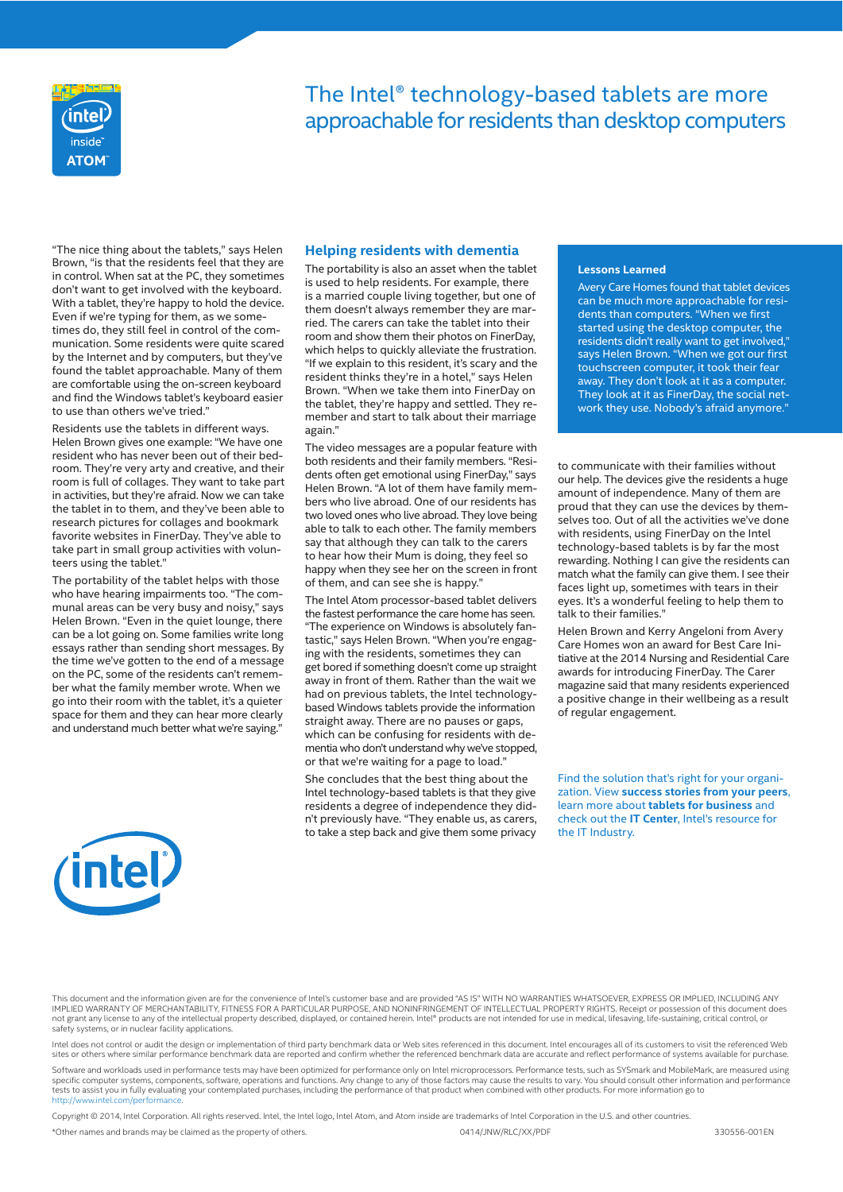# The Intel® technology-based tablets are more approachable for residents than desktop computers

"The nice thing about the tablets," says Helen Brown, "is that the residents feel that they are in control. When sat at the PC, they sometimes don't want to get involved with the keyboard. With a tablet, they're happy to hold the device. Even if we're typing for them, as we sometimes do, they still feel in control of the communication. Some residents were quite scared by the Internet and by computers, but they've found the tablet approachable. Many of them are comfortable using the on-screen keyboard and find the Windows tablet's keyboard easier to use than others we've tried."

Residents use the tablets in different ways. Helen Brown gives one example: "We have one resident who has never been out of their bedroom. They're very arty and creative, and their room is full of collages. They want to take part in activities, but they're afraid. Now we can take the tablet in to them, and they've been able to research pictures for collages and bookmark favorite websites in FinerDay. They've able to take part in small group activities with volunteers using the tablet."

The portability of the tablet helps with those who have hearing impairments too. "The communal areas can be very busy and noisy," says Helen Brown. "Even in the quiet lounge, there can be a lot going on. Some families write long essays rather than sending short messages. By the time we've gotten to the end of a message on the PC, some of the residents can't remember what the family member wrote. When we go into their room with the tablet, it's a quieter space for them and they can hear more clearly and understand much better what we're saying."

## Helping residents with dementia

The portability is also an asset when the tablet is used to help residents. For example, there is a married couple living together, but one of them doesn't always remember they are married. The carers can take the tablet into their room and show them their photos on FinerDay, which helps to quickly alleviate the frustration. "If we explain to this resident, it's scary and the resident thinks they're in a hotel," says Helen Brown. "When we take them into FinerDay on the tablet, they're happy and settled. They remember and start to talk about their marriage again."

The video messages are a popular feature with both residents and their family members. "Residents often get emotional using FinerDay," says Helen Brown. "A lot of them have family members who live abroad. One of our residents has two loved ones who live abroad. They love being able to talk to each other. The family members say that although they can talk to the carers to hear how their Mum is doing, they feel so happy when they see her on the screen in front of them, and can see she is happy."

The Intel Atom processor-based tablet delivers the fastest performance the care home has seen. "The experience on Windows is absolutely fantastic," says Helen Brown. "When you're engaging with the residents, sometimes they can get bored if something doesn't come up straight away in front of them. Rather than the wait we had on previous tablets, the Intel technology-based Windows tablets provide the information straight away. There are no pauses or gaps, which can be confusing for residents with dementia who don't understand why we've stopped, or that we're waiting for a page to load."

She concludes that the best thing about the Intel technology-based tablets is that they give residents a degree of independence they didn't previously have. "They enable us, as carers, to take a step back and give them some privacy to communicate with their families without our help. The devices give the residents a huge amount of independence. Many of them are proud that they can use the devices by themselves too. Out of all the activities we've done with residents, using FinerDay on the Intel technology-based tablets is by far the most rewarding. Nothing I can give the residents can match what the family can give them. I see their faces light up, sometimes with tears in their eyes. It's a wonderful feeling to help them to talk to their families."

Helen Brown and Kerry Angeloni from Avery Care Homes won an award for Best Care Initiative at the 2014 Nursing and Residential Care awards for introducing FinerDay. The Carer magazine said that many residents experienced a positive change in their wellbeing as a result of regular engagement.

### Lessons Learned

Avery Care Homes found that tablet devices can be much more approachable for residents than computers. "When we first started using the desktop computer, the residents didn't really want to get involved," says Helen Brown. "When we got our first touchscreen computer, it took their fear away. They look at it as FinerDay, the social network they use. Nobody's afraid anymore."

Find the solution that's right for your organization. View **success stories from your peers**, learn more about **tablets for business** and check out the **IT Center**, Intel's resource for the IT Industry.

This document and the information given are for the convenience of Intel's customer base and are provided "AS IS" WITH NO WARRANTIES WHATSOEVER, EXPRESS OR IMPLIED, INCLUDING ANY IMPLIED WARRANTY OF MERCHANTABILITY, FITNESS FOR A PARTICULAR PURPOSE, AND NONINFRINGEMENT OF INTELLECTUAL PROPERTY RIGHTS. Receipt or possession of this document does not grant any license to any of the intellectual property described, displayed, or contained herein. Intel® products are not intended for use in medical, lifesaving, life-sustaining, critical control, or safety systems, or in nuclear facility applications.

Intel does not control or audit the design or implementation of third party benchmark data or Web sites referenced in this document. Intel encourages all of its customers to visit the referenced Web sites or others where similar performance benchmark data are reported and confirm whether the referenced benchmark data are accurate and reflect performance of systems available for purchase.

Software and workloads used in performance tests may have been optimized for performance only on Intel microprocessors. Performance tests, such as SYSmark and MobileMark, are measured using specific computer systems, components, software, operations and functions. Any change to any of those factors may cause the results to vary. You should consult other information and performance tests to assist you in fully evaluating your contemplated purchases, including the performance of that product when combined with other products. For more information go to http://www.intel.com/performance.

Copyright © 2014, Intel Corporation. All rights reserved. Intel, the Intel logo, Intel Atom, and Atom inside are trademarks of Intel Corporation in the U.S. and other countries.

*Other names and brands may be claimed as the property of others. 0414/JNW/RLC/XX/PDF 330556-001EN